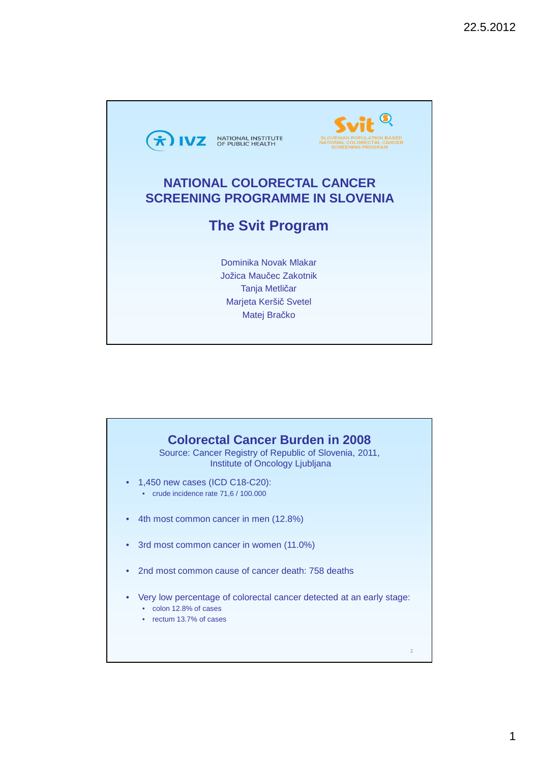IVZ NATIONAL INSTITUTE OF PUBLIC HEALTH

Svit SLOVENIAN POPULATION BASED NATIONAL COLORECTAL CANCER SCREENING PROGRAM

# NATIONAL COLORECTAL CANCER SCREENING PROGRAMME IN SLOVENIA

## The Svit Program

Dominika Novak Mlakar
Jožica Maučec Zakotnik
Tanja Metličar
Marjeta Keršič Svetel
Matej Bračko

## Colorectal Cancer Burden in 2008

Source: Cancer Registry of Republic of Slovenia, 2011, Institute of Oncology Ljubljana

- 1,450 new cases (ICD C18-C20):
  - crude incidence rate 71,6 / 100.000
- 4th most common cancer in men (12.8%)
- 3rd most common cancer in women (11.0%)
- 2nd most common cause of cancer death: 758 deaths
- Very low percentage of colorectal cancer detected at an early stage:
  - colon 12.8% of cases
  - rectum 13.7% of cases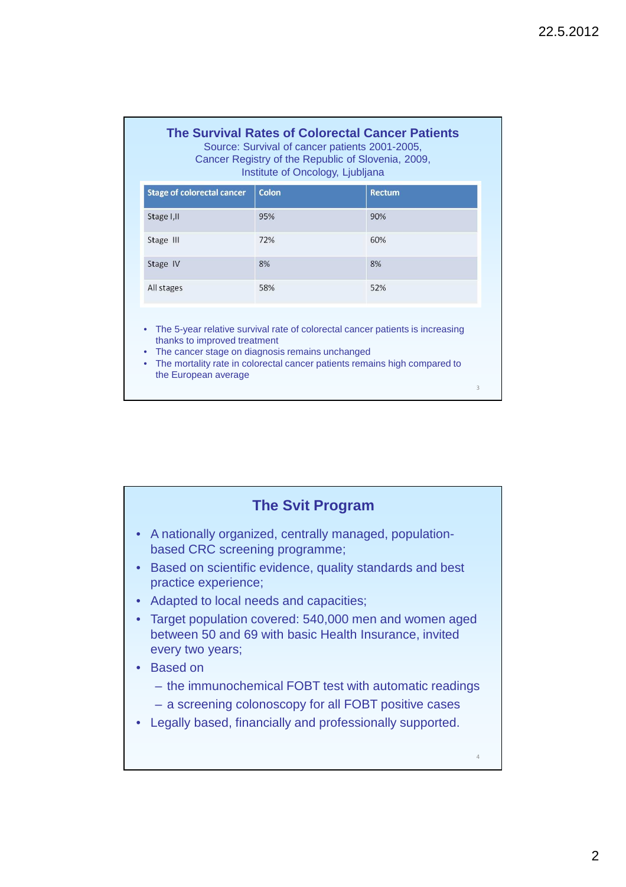## The Survival Rates of Colorectal Cancer Patients

Source: Survival of cancer patients 2001-2005,
Cancer Registry of the Republic of Slovenia, 2009,
Institute of Oncology, Ljubljana

| Stage of colorectal cancer | Colon | Rectum |
|---|---|---|
| Stage I,II | 95% | 90% |
| Stage III | 72% | 60% |
| Stage IV | 8% | 8% |
| All stages | 58% | 52% |

- The 5-year relative survival rate of colorectal cancer patients is increasing thanks to improved treatment
- The cancer stage on diagnosis remains unchanged
- The mortality rate in colorectal cancer patients remains high compared to the European average

## The Svit Program

- A nationally organized, centrally managed, population-based CRC screening programme;
- Based on scientific evidence, quality standards and best practice experience;
- Adapted to local needs and capacities;
- Target population covered: 540,000 men and women aged between 50 and 69 with basic Health Insurance, invited every two years;
- Based on
  - the immunochemical FOBT test with automatic readings
  - a screening colonoscopy for all FOBT positive cases
- Legally based, financially and professionally supported.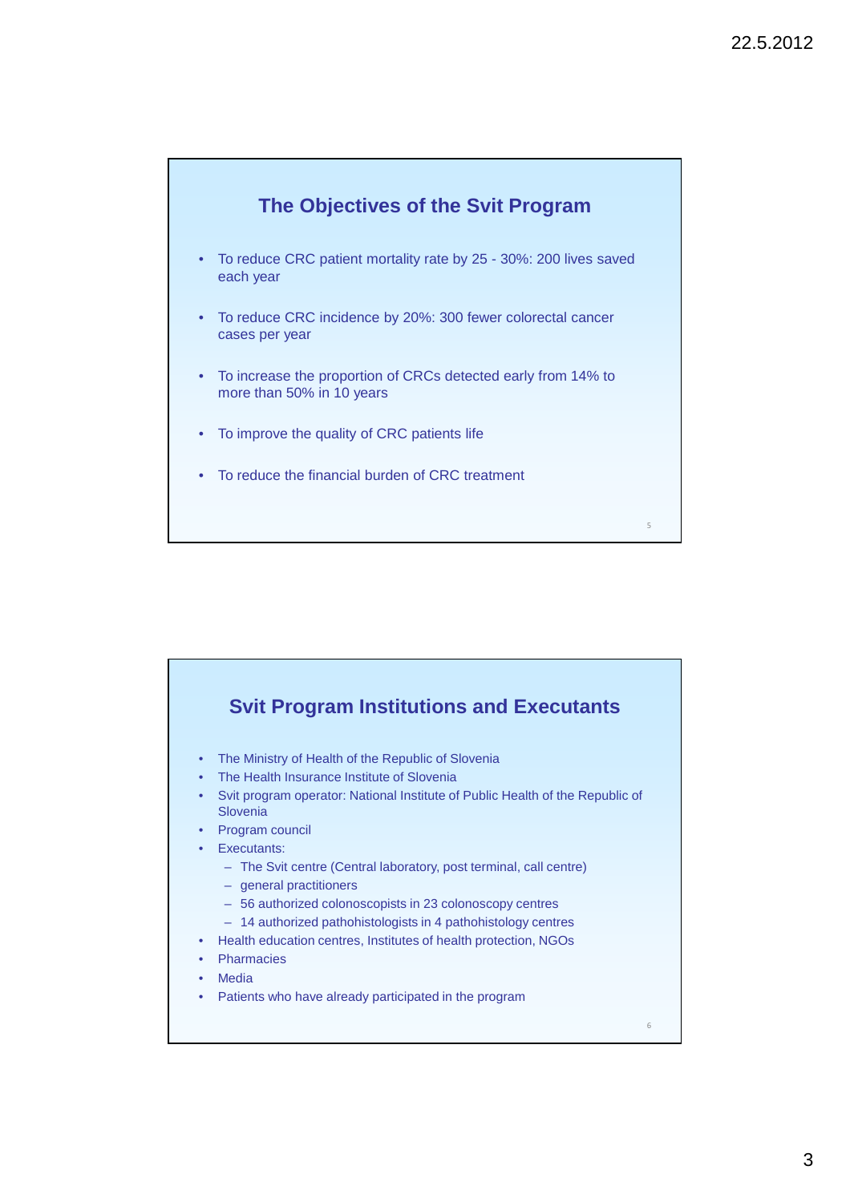## The Objectives of the Svit Program

- To reduce CRC patient mortality rate by 25 - 30%: 200 lives saved each year
- To reduce CRC incidence by 20%: 300 fewer colorectal cancer cases per year
- To increase the proportion of CRCs detected early from 14% to more than 50% in 10 years
- To improve the quality of CRC patients life
- To reduce the financial burden of CRC treatment

## Svit Program Institutions and Executants

- The Ministry of Health of the Republic of Slovenia
- The Health Insurance Institute of Slovenia
- Svit program operator: National Institute of Public Health of the Republic of Slovenia
- Program council
- Executants:
  - The Svit centre (Central laboratory, post terminal, call centre)
  - general practitioners
  - 56 authorized colonoscopists in 23 colonoscopy centres
  - 14 authorized pathohistologists in 4 pathohistology centres
- Health education centres, Institutes of health protection, NGOs
- Pharmacies
- Media
- Patients who have already participated in the program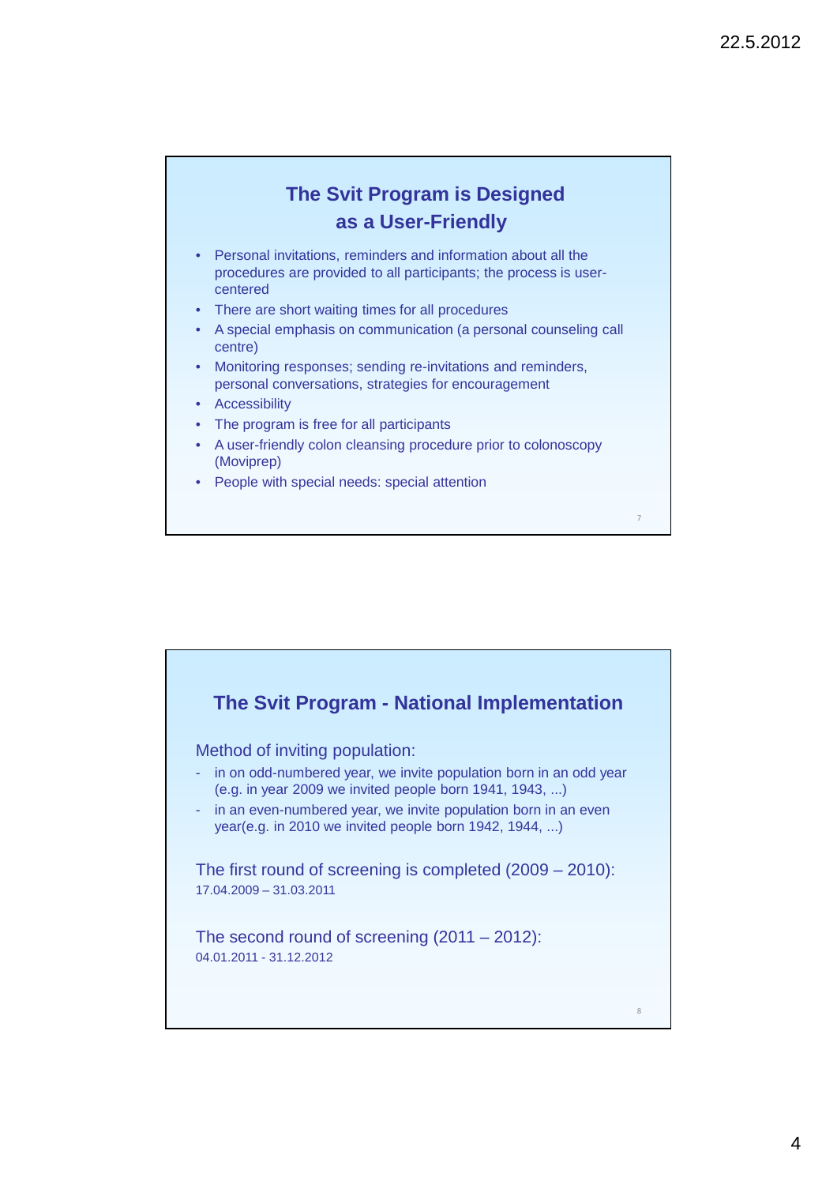## The Svit Program is Designed as a User-Friendly

- Personal invitations, reminders and information about all the procedures are provided to all participants; the process is user-centered
- There are short waiting times for all procedures
- A special emphasis on communication (a personal counseling call centre)
- Monitoring responses; sending re-invitations and reminders, personal conversations, strategies for encouragement
- Accessibility
- The program is free for all participants
- A user-friendly colon cleansing procedure prior to colonoscopy (Moviprep)
- People with special needs: special attention

## The Svit Program - National Implementation

Method of inviting population:

- in on odd-numbered year, we invite population born in an odd year (e.g. in year 2009 we invited people born 1941, 1943, ...)
- in an even-numbered year, we invite population born in an even year(e.g. in 2010 we invited people born 1942, 1944, ...)

The first round of screening is completed (2009 – 2010):
17.04.2009 – 31.03.2011

The second round of screening (2011 – 2012):
04.01.2011 - 31.12.2012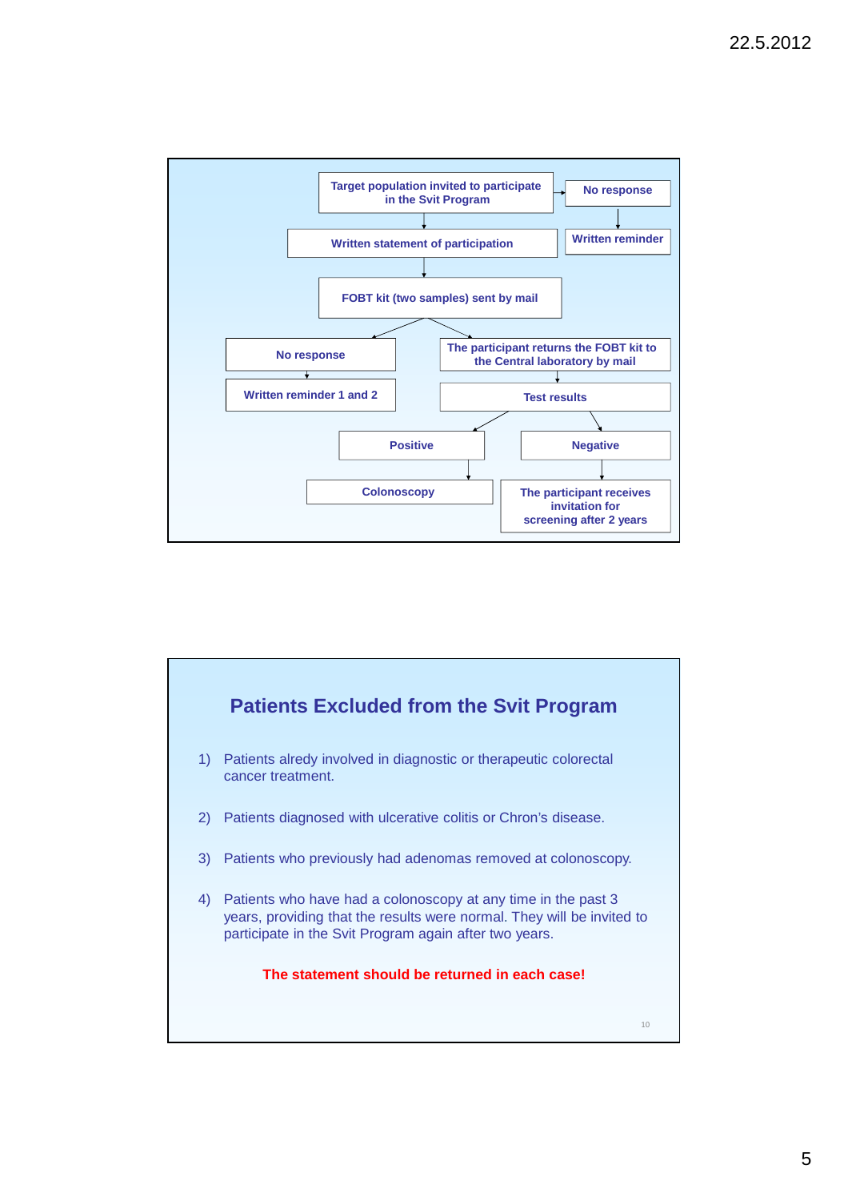Target population invited to participate in the Svit Program → No response → Written reminder

Target population invited to participate in the Svit Program → Written statement of participation → FOBT kit (two samples) sent by mail

FOBT kit (two samples) sent by mail → No response → Written reminder 1 and 2

FOBT kit (two samples) sent by mail → The participant returns the FOBT kit to the Central laboratory by mail → Test results

Test results → Positive → Colonoscopy

Test results → Negative → The participant receives invitation for screening after 2 years

## Patients Excluded from the Svit Program

1) Patients alredy involved in diagnostic or therapeutic colorectal cancer treatment.

2) Patients diagnosed with ulcerative colitis or Chron's disease.

3) Patients who previously had adenomas removed at colonoscopy.

4) Patients who have had a colonoscopy at any time in the past 3 years, providing that the results were normal. They will be invited to participate in the Svit Program again after two years.

**The statement should be returned in each case!**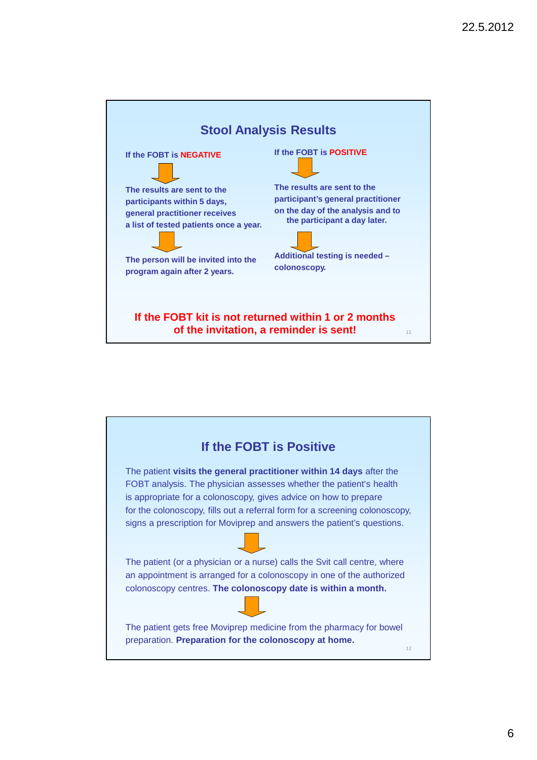## Stool Analysis Results

**If the FOBT is NEGATIVE**

↓

**The results are sent to the participants within 5 days, general practitioner receives a list of tested patients once a year.**

↓

**The person will be invited into the program again after 2 years.**

**If the FOBT is POSITIVE**

↓

**The results are sent to the participant's general practitioner on the day of the analysis and to the participant a day later.**

↓

**Additional testing is needed – colonoscopy.**

**If the FOBT kit is not returned within 1 or 2 months of the invitation, a reminder is sent!**

## If the FOBT is Positive

The patient **visits the general practitioner within 14 days** after the FOBT analysis. The physician assesses whether the patient's health is appropriate for a colonoscopy, gives advice on how to prepare for the colonoscopy, fills out a referral form for a screening colonoscopy, signs a prescription for Moviprep and answers the patient's questions.

↓

The patient (or a physician or a nurse) calls the Svit call centre, where an appointment is arranged for a colonoscopy in one of the authorized colonoscopy centres. **The colonoscopy date is within a month.**

↓

The patient gets free Moviprep medicine from the pharmacy for bowel preparation. **Preparation for the colonoscopy at home.**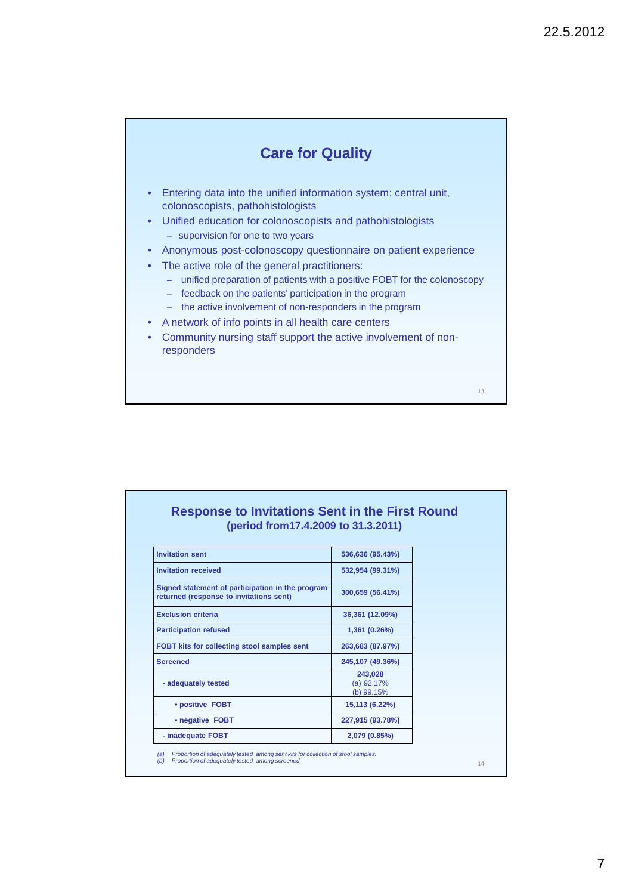## Care for Quality

- Entering data into the unified information system: central unit, colonoscopists, pathohistologists
- Unified education for colonoscopists and pathohistologists
  - supervision for one to two years
- Anonymous post-colonoscopy questionnaire on patient experience
- The active role of the general practitioners:
  - unified preparation of patients with a positive FOBT for the colonoscopy
  - feedback on the patients' participation in the program
  - the active involvement of non-responders in the program
- A network of info points in all health care centers
- Community nursing staff support the active involvement of non-responders

## Response to Invitations Sent in the First Round

**(period from17.4.2009 to 31.3.2011)**

| | |
|---|---|
| **Invitation sent** | **536,636 (95.43%)** |
| **Invitation received** | **532,954 (99.31%)** |
| **Signed statement of participation in the program returned (response to invitations sent)** | **300,659 (56.41%)** |
| **Exclusion criteria** | **36,361 (12.09%)** |
| **Participation refused** | **1,361 (0.26%)** |
| **FOBT kits for collecting stool samples sent** | **263,683 (87.97%)** |
| **Screened** | **245,107 (49.36%)** |
| **- adequately tested** | **243,028** (a) 92.17% (b) 99.15% |
| **• positive FOBT** | **15,113 (6.22%)** |
| **• negative FOBT** | **227,915 (93.78%)** |
| **- inadequate FOBT** | **2,079 (0.85%)** |

*(a) Proportion of adequately tested among sent kits for collection of stool samples.*
*(b) Proportion of adequately tested among screened.*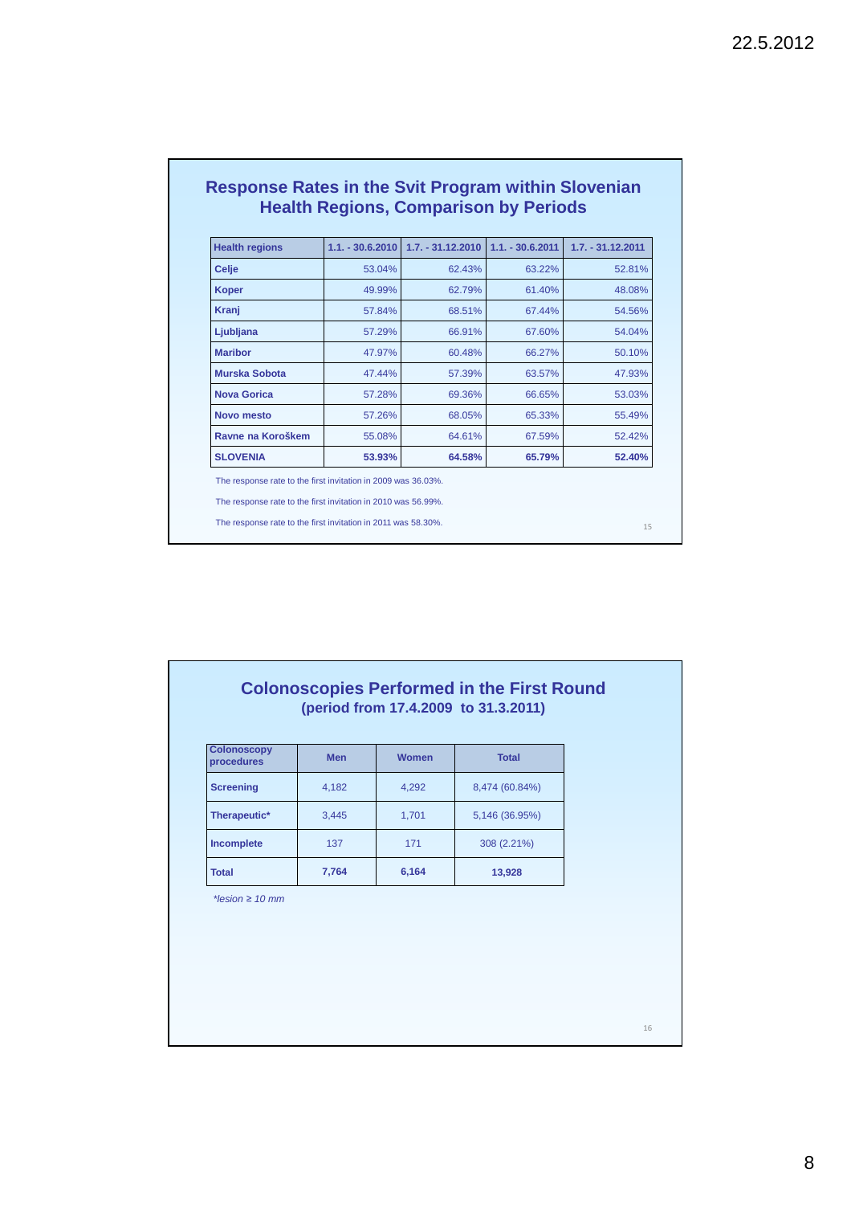## Response Rates in the Svit Program within Slovenian Health Regions, Comparison by Periods

| Health regions | 1.1. - 30.6.2010 | 1.7. - 31.12.2010 | 1.1. - 30.6.2011 | 1.7. - 31.12.2011 |
|---|---|---|---|---|
| Celje | 53.04% | 62.43% | 63.22% | 52.81% |
| Koper | 49.99% | 62.79% | 61.40% | 48.08% |
| Kranj | 57.84% | 68.51% | 67.44% | 54.56% |
| Ljubljana | 57.29% | 66.91% | 67.60% | 54.04% |
| Maribor | 47.97% | 60.48% | 66.27% | 50.10% |
| Murska Sobota | 47.44% | 57.39% | 63.57% | 47.93% |
| Nova Gorica | 57.28% | 69.36% | 66.65% | 53.03% |
| Novo mesto | 57.26% | 68.05% | 65.33% | 55.49% |
| Ravne na Koroškem | 55.08% | 64.61% | 67.59% | 52.42% |
| **SLOVENIA** | **53.93%** | **64.58%** | **65.79%** | **52.40%** |

The response rate to the first invitation in 2009 was 36.03%.

The response rate to the first invitation in 2010 was 56.99%.

The response rate to the first invitation in 2011 was 58.30%.

## Colonoscopies Performed in the First Round
### (period from 17.4.2009 to 31.3.2011)

| Colonoscopy procedures | Men | Women | Total |
|---|---|---|---|
| Screening | 4,182 | 4,292 | 8,474 (60.84%) |
| Therapeutic* | 3,445 | 1,701 | 5,146 (36.95%) |
| Incomplete | 137 | 171 | 308 (2.21%) |
| Total | **7,764** | **6,164** | **13,928** |

*\*lesion ≥ 10 mm*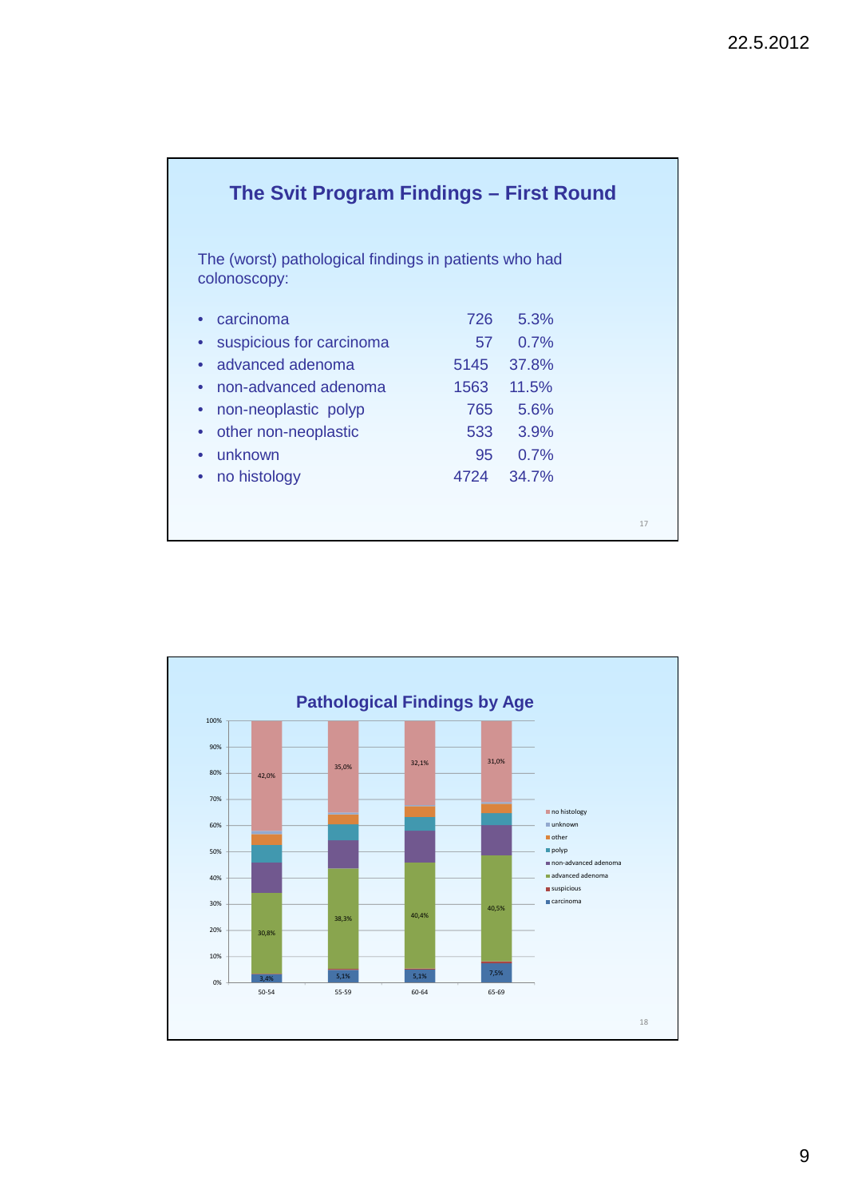## The Svit Program Findings – First Round

The (worst) pathological findings in patients who had colonoscopy:

| Finding | N | % |
|---|---|---|
| carcinoma | 726 | 5.3% |
| suspicious for carcinoma | 57 | 0.7% |
| advanced adenoma | 5145 | 37.8% |
| non-advanced adenoma | 1563 | 11.5% |
| non-neoplastic polyp | 765 | 5.6% |
| other non-neoplastic | 533 | 3.9% |
| unknown | 95 | 0.7% |
| no histology | 4724 | 34.7% |

## Pathological Findings by Age

| Age | carcinoma | advanced adenoma | no histology |
|---|---|---|---|
| 50-54 | 3,4% | 30,8% | 42,0% |
| 55-59 | 5,1% | 38,3% | 35,0% |
| 60-64 | 5,1% | 40,4% | 32,1% |
| 65-69 | 7,5% | 40,5% | 31,0% |

Legend: no histology, unknown, other, polyp, non-advanced adenoma, advanced adenoma, suspicious, carcinoma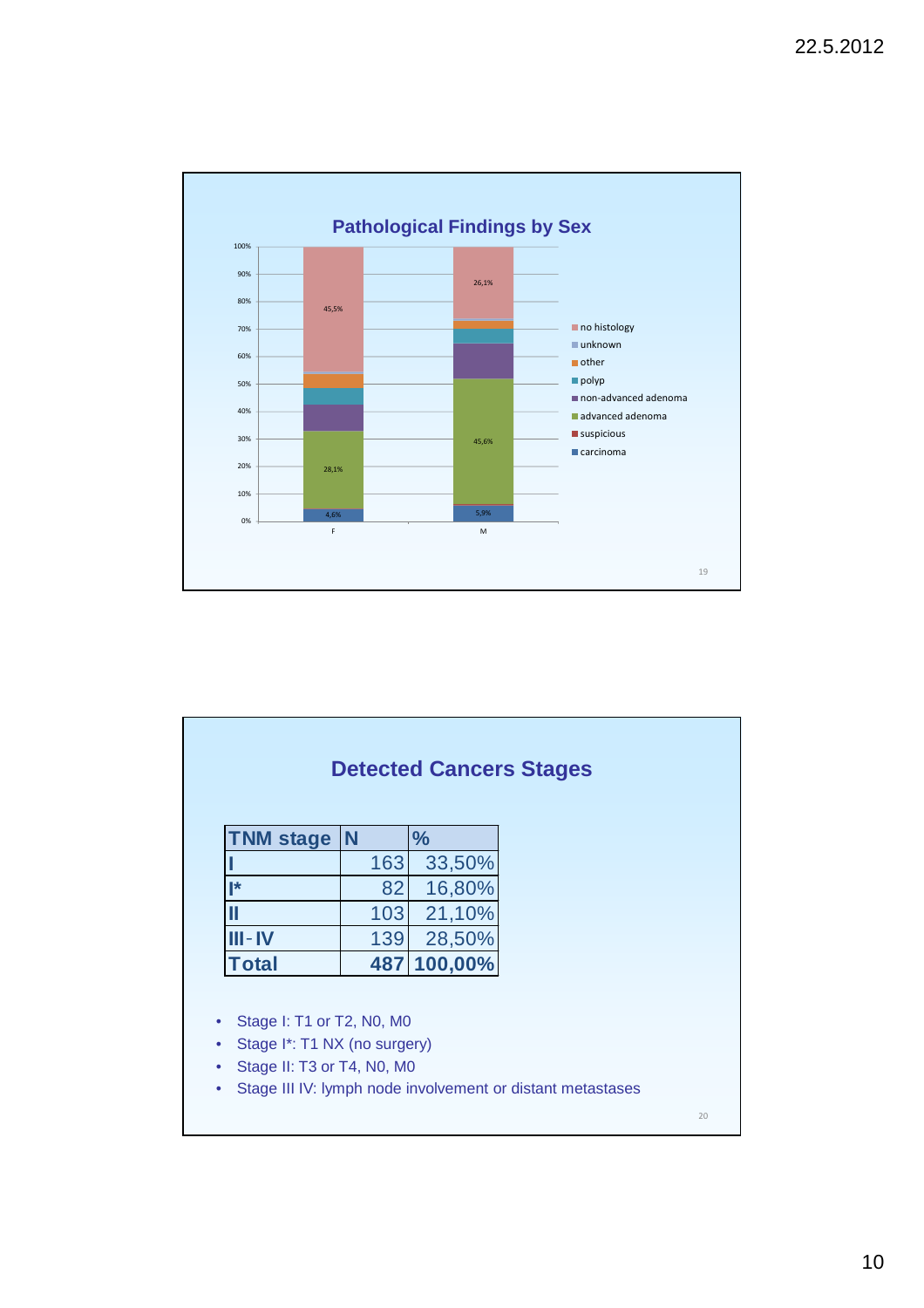## Pathological Findings by Sex

| | F | M |
|---|---|---|
| carcinoma | 4,6% | 5,9% |
| advanced adenoma | 28,1% | 45,6% |
| no histology | 45,5% | 26,1% |

Legend: no histology, unknown, other, polyp, non-advanced adenoma, advanced adenoma, suspicious, carcinoma

## Detected Cancers Stages

| TNM stage | N | % |
|---|---|---|
| I | 163 | 33,50% |
| I* | 82 | 16,80% |
| II | 103 | 21,10% |
| III - IV | 139 | 28,50% |
| **Total** | **487** | **100,00%** |

- Stage I: T1 or T2, N0, M0
- Stage I*: T1 NX (no surgery)
- Stage II: T3 or T4, N0, M0
- Stage III IV: lymph node involvement or distant metastases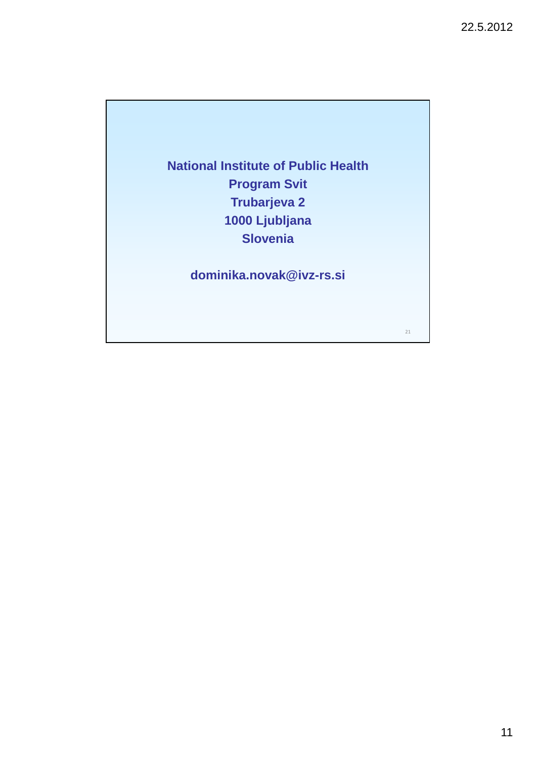**National Institute of Public Health**
**Program Svit**
**Trubarjeva 2**
**1000 Ljubljana**
**Slovenia**

**dominika.novak@ivz-rs.si**